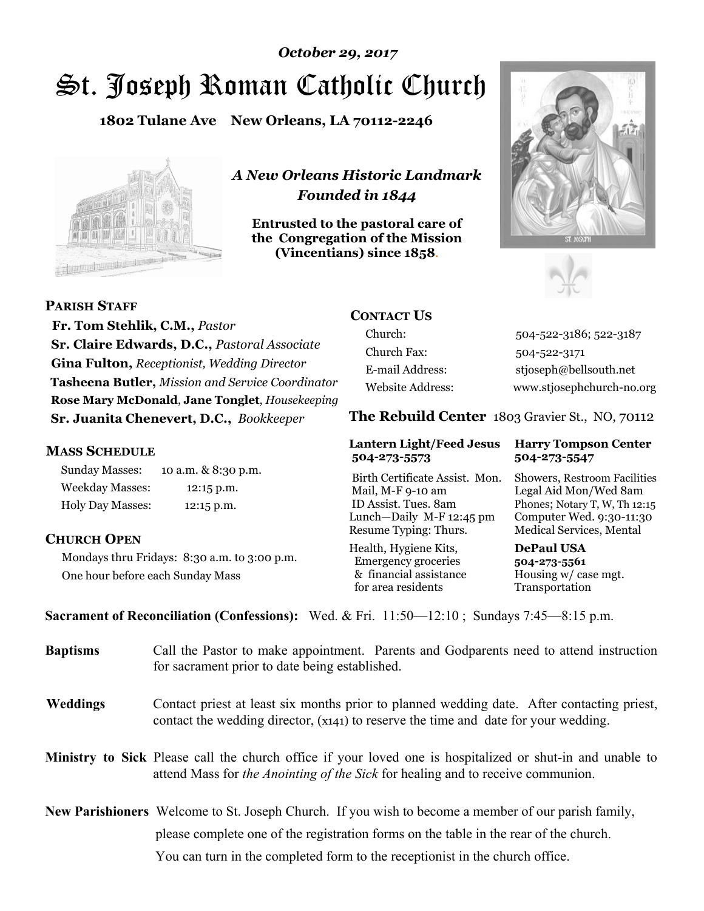*October 29, 2017*

# St. Joseph Roman Catholic Church

**1802 Tulane Ave New Orleans, LA 70112-2246**

*A New Orleans Historic Landmark*
*Founded in 1844*

**Entrusted to the pastoral care of the Congregation of the Mission (Vincentians) since 1858.**

## PARISH STAFF

**Fr. Tom Stehlik, C.M.,** *Pastor*
**Sr. Claire Edwards, D.C.,** *Pastoral Associate*
**Gina Fulton,** *Receptionist, Wedding Director*
**Tasheena Butler,** *Mission and Service Coordinator*
**Rose Mary McDonald**, **Jane Tonglet**, *Housekeeping*
**Sr. Juanita Chenevert, D.C.,** *Bookkeeper*

## MASS SCHEDULE

| | |
|---|---|
| Sunday Masses: | 10 a.m. & 8:30 p.m. |
| Weekday Masses: | 12:15 p.m. |
| Holy Day Masses: | 12:15 p.m. |

## CHURCH OPEN

Mondays thru Fridays: 8:30 a.m. to 3:00 p.m.
One hour before each Sunday Mass

## CONTACT US

| | |
|---|---|
| Church: | 504-522-3186; 522-3187 |
| Church Fax: | 504-522-3171 |
| E-mail Address: | stjoseph@bellsouth.net |
| Website Address: | www.stjosephchurch-no.org |

## The Rebuild Center 1803 Gravier St., NO, 70112

**Lantern Light/Feed Jesus 504-273-5573**

Birth Certificate Assist. Mon.
Mail, M-F 9-10 am
ID Assist. Tues. 8am
Lunch—Daily M-F 12:45 pm
Resume Typing: Thurs.

Health, Hygiene Kits,
Emergency groceries
& financial assistance
for area residents

**Harry Tompson Center 504-273-5547**

Showers, Restroom Facilities
Legal Aid Mon/Wed 8am
Phones; Notary T, W, Th 12:15
Computer Wed. 9:30-11:30
Medical Services, Mental

**DePaul USA 504-273-5561**

Housing w/ case mgt.
Transportation

**Sacrament of Reconciliation (Confessions):** Wed. & Fri. 11:50—12:10 ; Sundays 7:45—8:15 p.m.

**Baptisms** Call the Pastor to make appointment. Parents and Godparents need to attend instruction for sacrament prior to date being established.

**Weddings** Contact priest at least six months prior to planned wedding date. After contacting priest, contact the wedding director, (x141) to reserve the time and date for your wedding.

**Ministry to Sick** Please call the church office if your loved one is hospitalized or shut-in and unable to attend Mass for *the Anointing of the Sick* for healing and to receive communion.

**New Parishioners** Welcome to St. Joseph Church. If you wish to become a member of our parish family, please complete one of the registration forms on the table in the rear of the church. You can turn in the completed form to the receptionist in the church office.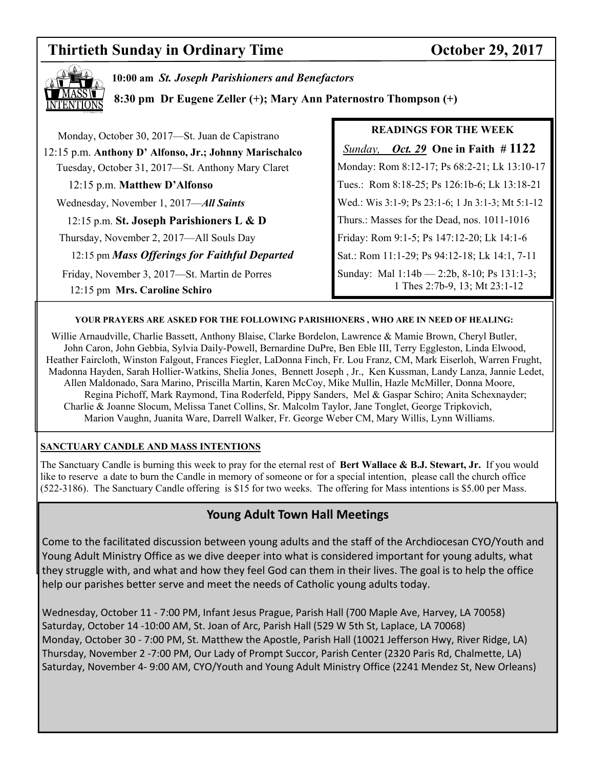# Thirtieth Sunday in Ordinary Time — October 29, 2017

**10:00 am** ***St. Joseph Parishioners and Benefactors***

**8:30 pm Dr Eugene Zeller (+); Mary Ann Paternostro Thompson (+)**

Monday, October 30, 2017—St. Juan de Capistrano

12:15 p.m. **Anthony D' Alfonso, Jr.; Johnny Marischalco**

Tuesday, October 31, 2017—St. Anthony Mary Claret

12:15 p.m. **Matthew D'Alfonso**

Wednesday, November 1, 2017—***All Saints***

12:15 p.m. **St. Joseph Parishioners L & D**

Thursday, November 2, 2017—All Souls Day

12:15 pm ***Mass Offerings for Faithful Departed***

Friday, November 3, 2017—St. Martin de Porres

12:15 pm **Mrs. Caroline Schiro**

**READINGS FOR THE WEEK**

*Sunday,* ***Oct. 29*** **One in Faith # 1122**

Monday: Rom 8:12-17; Ps 68:2-21; Lk 13:10-17

Tues.: Rom 8:18-25; Ps 126:1b-6; Lk 13:18-21

Wed.: Wis 3:1-9; Ps 23:1-6; 1 Jn 3:1-3; Mt 5:1-12

Thurs.: Masses for the Dead, nos. 1011-1016

Friday: Rom 9:1-5; Ps 147:12-20; Lk 14:1-6

Sat.: Rom 11:1-29; Ps 94:12-18; Lk 14:1, 7-11

Sunday: Mal 1:14b — 2:2b, 8-10; Ps 131:1-3; 1 Thes 2:7b-9, 13; Mt 23:1-12

**YOUR PRAYERS ARE ASKED FOR THE FOLLOWING PARISHIONERS , WHO ARE IN NEED OF HEALING:**

Willie Arnaudville, Charlie Bassett, Anthony Blaise, Clarke Bordelon, Lawrence & Mamie Brown, Cheryl Butler, John Caron, John Gebbia, Sylvia Daily-Powell, Bernardine DuPre, Ben Eble III, Terry Eggleston, Linda Elwood, Heather Faircloth, Winston Falgout, Frances Fiegler, LaDonna Finch, Fr. Lou Franz, CM, Mark Eiserloh, Warren Frught, Madonna Hayden, Sarah Hollier-Watkins, Shelia Jones, Bennett Joseph , Jr., Ken Kussman, Landy Lanza, Jannie Ledet, Allen Maldonado, Sara Marino, Priscilla Martin, Karen McCoy, Mike Mullin, Hazle McMiller, Donna Moore, Regina Pichoff, Mark Raymond, Tina Roderfeld, Pippy Sanders, Mel & Gaspar Schiro; Anita Schexnayder; Charlie & Joanne Slocum, Melissa Tanet Collins, Sr. Malcolm Taylor, Jane Tonglet, George Tripkovich, Marion Vaughn, Juanita Ware, Darrell Walker, Fr. George Weber CM, Mary Willis, Lynn Williams.

**SANCTUARY CANDLE AND MASS INTENTIONS**

The Sanctuary Candle is burning this week to pray for the eternal rest of **Bert Wallace & B.J. Stewart, Jr.** If you would like to reserve a date to burn the Candle in memory of someone or for a special intention, please call the church office (522-3186). The Sanctuary Candle offering is $15 for two weeks. The offering for Mass intentions is $5.00 per Mass.

## Young Adult Town Hall Meetings

Come to the facilitated discussion between young adults and the staff of the Archdiocesan CYO/Youth and Young Adult Ministry Office as we dive deeper into what is considered important for young adults, what they struggle with, and what and how they feel God can them in their lives. The goal is to help the office help our parishes better serve and meet the needs of Catholic young adults today.

Wednesday, October 11 - 7:00 PM, Infant Jesus Prague, Parish Hall (700 Maple Ave, Harvey, LA 70058)
Saturday, October 14 -10:00 AM, St. Joan of Arc, Parish Hall (529 W 5th St, Laplace, LA 70068)
Monday, October 30 - 7:00 PM, St. Matthew the Apostle, Parish Hall (10021 Jefferson Hwy, River Ridge, LA)
Thursday, November 2 -7:00 PM, Our Lady of Prompt Succor, Parish Center (2320 Paris Rd, Chalmette, LA)
Saturday, November 4- 9:00 AM, CYO/Youth and Young Adult Ministry Office (2241 Mendez St, New Orleans)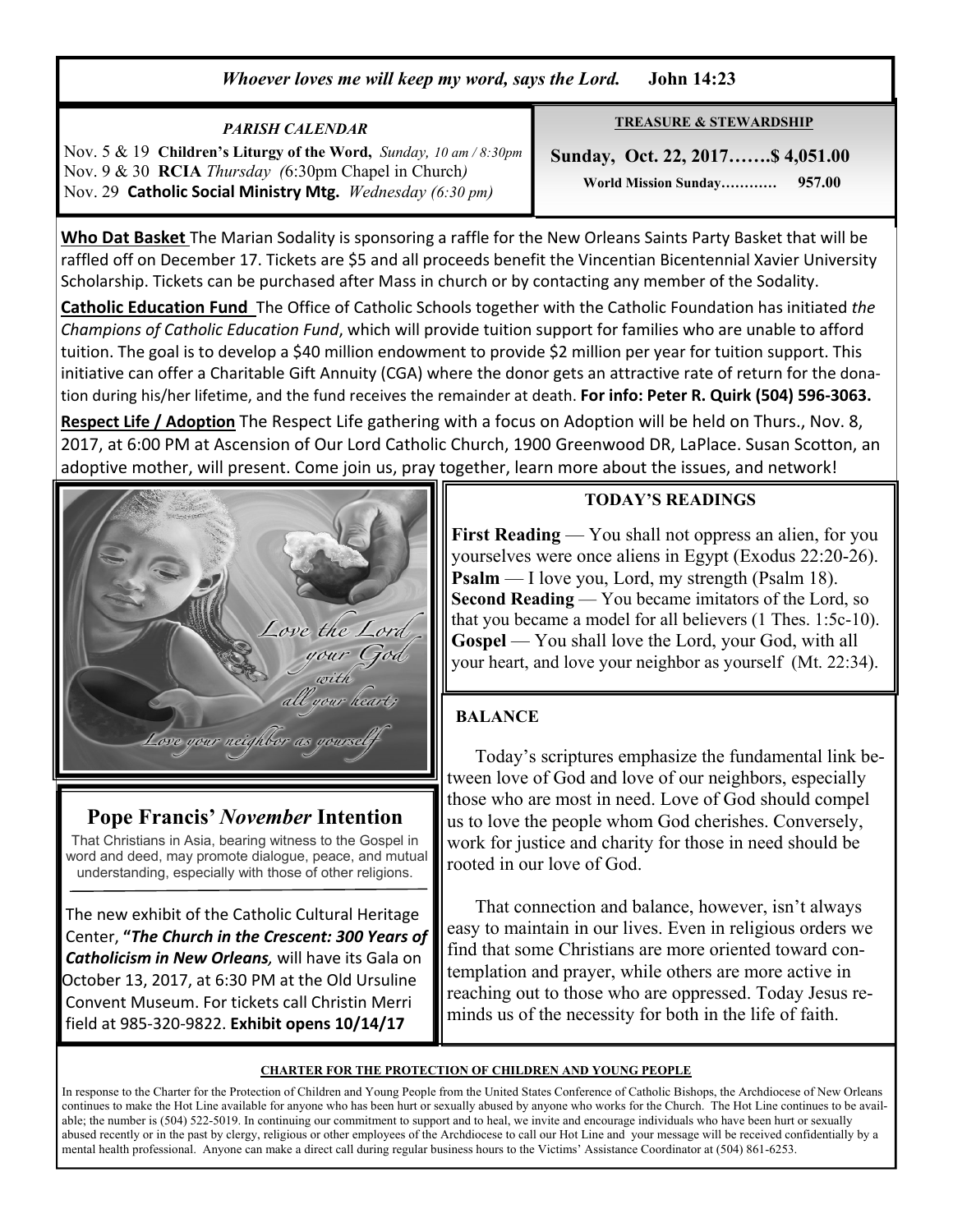*Whoever loves me will keep my word, says the Lord.* **John 14:23**

### *PARISH CALENDAR*

Nov. 5 & 19 **Children's Liturgy of the Word,** *Sunday, 10 am / 8:30pm*
Nov. 9 & 30 **RCIA** *Thursday (*6:30pm Chapel in Church*)*
Nov. 29 **Catholic Social Ministry Mtg.** *Wednesday (6:30 pm)*

### TREASURE & STEWARDSHIP

**Sunday, Oct. 22, 2017…….$ 4,051.00**

**World Mission Sunday………… 957.00**

**Who Dat Basket** The Marian Sodality is sponsoring a raffle for the New Orleans Saints Party Basket that will be raffled off on December 17. Tickets are $5 and all proceeds benefit the Vincentian Bicentennial Xavier University Scholarship. Tickets can be purchased after Mass in church or by contacting any member of the Sodality.

**Catholic Education Fund** The Office of Catholic Schools together with the Catholic Foundation has initiated *the Champions of Catholic Education Fund*, which will provide tuition support for families who are unable to afford tuition. The goal is to develop a $40 million endowment to provide $2 million per year for tuition support. This initiative can offer a Charitable Gift Annuity (CGA) where the donor gets an attractive rate of return for the donation during his/her lifetime, and the fund receives the remainder at death. **For info: Peter R. Quirk (504) 596-3063.**

**Respect Life / Adoption** The Respect Life gathering with a focus on Adoption will be held on Thurs., Nov. 8, 2017, at 6:00 PM at Ascension of Our Lord Catholic Church, 1900 Greenwood DR, LaPlace. Susan Scotton, an adoptive mother, will present. Come join us, pray together, learn more about the issues, and network!

*Love the Lord your God with all your heart; Love your neighbor as yourself*

### TODAY'S READINGS

**First Reading** — You shall not oppress an alien, for you yourselves were once aliens in Egypt (Exodus 22:20-26).
**Psalm** — I love you, Lord, my strength (Psalm 18).
**Second Reading** — You became imitators of the Lord, so that you became a model for all believers (1 Thes. 1:5c-10).
**Gospel** — You shall love the Lord, your God, with all your heart, and love your neighbor as yourself (Mt. 22:34).

### BALANCE

Today's scriptures emphasize the fundamental link between love of God and love of our neighbors, especially those who are most in need. Love of God should compel us to love the people whom God cherishes. Conversely, work for justice and charity for those in need should be rooted in our love of God.

That connection and balance, however, isn't always easy to maintain in our lives. Even in religious orders we find that some Christians are more oriented toward contemplation and prayer, while others are more active in reaching out to those who are oppressed. Today Jesus reminds us of the necessity for both in the life of faith.

## Pope Francis' *November* Intention

That Christians in Asia, bearing witness to the Gospel in word and deed, may promote dialogue, peace, and mutual understanding, especially with those of other religions.

The new exhibit of the Catholic Cultural Heritage Center, **"*The Church in the Crescent: 300 Years of Catholicism in New Orleans,*** will have its Gala on October 13, 2017, at 6:30 PM at the Old Ursuline Convent Museum. For tickets call Christin Merri field at 985-320-9822. **Exhibit opens 10/14/17**

### CHARTER FOR THE PROTECTION OF CHILDREN AND YOUNG PEOPLE

In response to the Charter for the Protection of Children and Young People from the United States Conference of Catholic Bishops, the Archdiocese of New Orleans continues to make the Hot Line available for anyone who has been hurt or sexually abused by anyone who works for the Church. The Hot Line continues to be available; the number is (504) 522-5019. In continuing our commitment to support and to heal, we invite and encourage individuals who have been hurt or sexually abused recently or in the past by clergy, religious or other employees of the Archdiocese to call our Hot Line and your message will be received confidentially by a mental health professional. Anyone can make a direct call during regular business hours to the Victims' Assistance Coordinator at (504) 861-6253.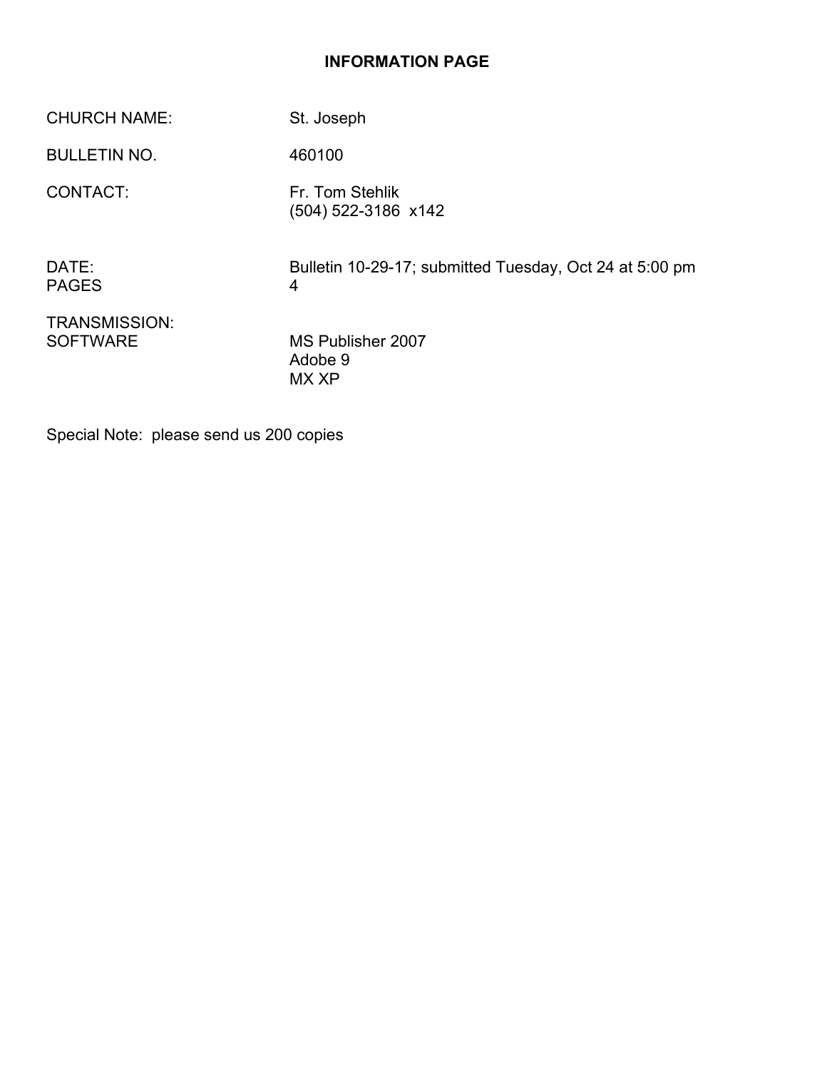# INFORMATION PAGE

| | |
|---|---|
| CHURCH NAME: | St. Joseph |
| BULLETIN NO. | 460100 |
| CONTACT: | Fr. Tom Stehlik<br>(504) 522-3186 x142 |
| DATE: | Bulletin 10-29-17; submitted Tuesday, Oct 24 at 5:00 pm |
| PAGES | 4 |
| TRANSMISSION: | |
| SOFTWARE | MS Publisher 2007<br>Adobe 9<br>MX XP |

Special Note: please send us 200 copies